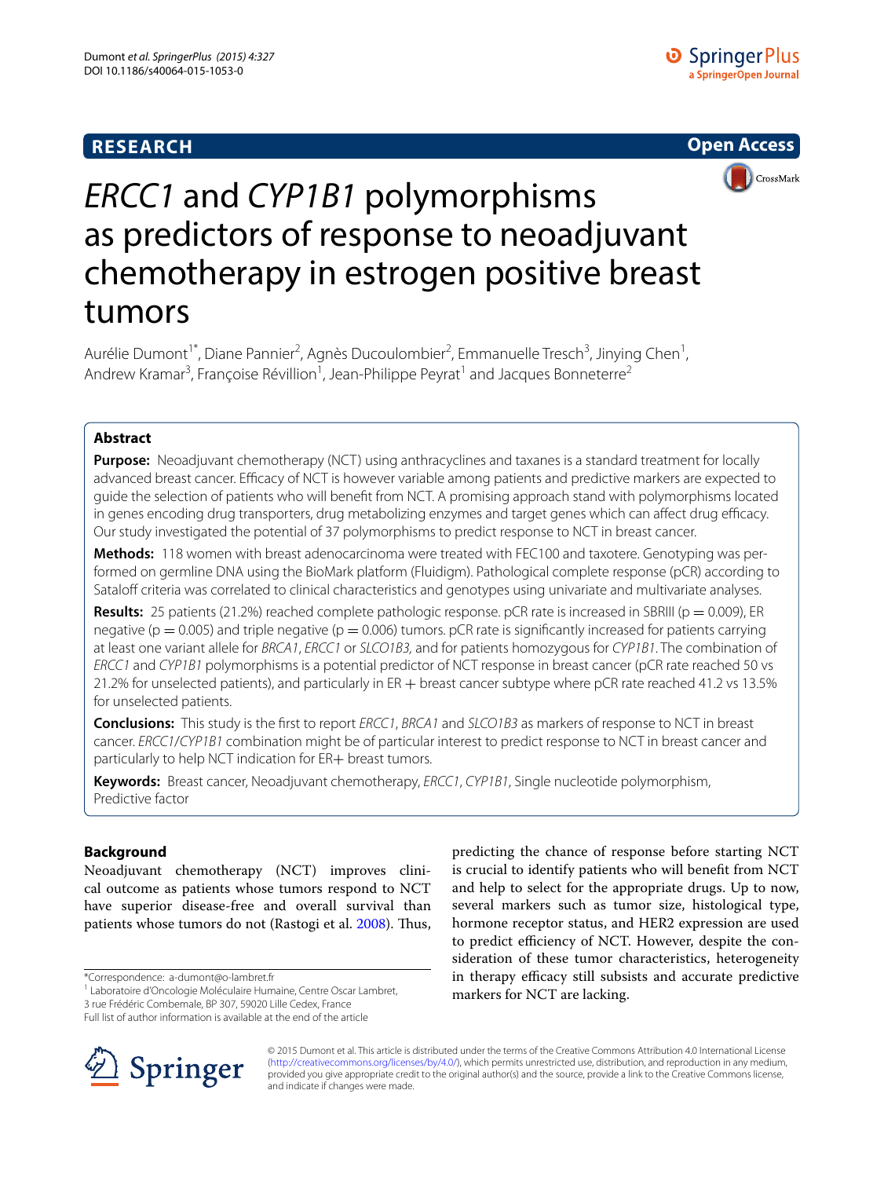**RESEARCH** | **Open Access**

# *ERCC1* and *CYP1B1* polymorphisms as predictors of response to neoadjuvant chemotherapy in estrogen positive breast tumors

Aurélie Dumont[1*], Diane Pannier[2], Agnès Ducoulombier[2], Emmanuelle Tresch[3], Jinying Chen[1], Andrew Kramar[3], Françoise Révillion[1], Jean-Philippe Peyrat[1] and Jacques Bonneterre[2]

## Abstract

**Purpose:** Neoadjuvant chemotherapy (NCT) using anthracyclines and taxanes is a standard treatment for locally advanced breast cancer. Efficacy of NCT is however variable among patients and predictive markers are expected to guide the selection of patients who will benefit from NCT. A promising approach stand with polymorphisms located in genes encoding drug transporters, drug metabolizing enzymes and target genes which can affect drug efficacy. Our study investigated the potential of 37 polymorphisms to predict response to NCT in breast cancer.

**Methods:** 118 women with breast adenocarcinoma were treated with FEC100 and taxotere. Genotyping was performed on germline DNA using the BioMark platform (Fluidigm). Pathological complete response (pCR) according to Sataloff criteria was correlated to clinical characteristics and genotypes using univariate and multivariate analyses.

**Results:** 25 patients (21.2%) reached complete pathologic response. pCR rate is increased in SBRIII ($p = 0.009$), ER negative ($p = 0.005$) and triple negative ($p = 0.006$) tumors. pCR rate is significantly increased for patients carrying at least one variant allele for *BRCA1*, *ERCC1* or *SLCO1B3,* and for patients homozygous for *CYP1B1.* The combination of *ERCC1* and *CYP1B1* polymorphisms is a potential predictor of NCT response in breast cancer (pCR rate reached 50 vs 21.2% for unselected patients), and particularly in ER + breast cancer subtype where pCR rate reached 41.2 vs 13.5% for unselected patients.

**Conclusions:** This study is the first to report *ERCC1*, *BRCA1* and *SLCO1B3* as markers of response to NCT in breast cancer. *ERCC1/CYP1B1* combination might be of particular interest to predict response to NCT in breast cancer and particularly to help NCT indication for ER+ breast tumors.

**Keywords:** Breast cancer, Neoadjuvant chemotherapy, *ERCC1*, *CYP1B1*, Single nucleotide polymorphism, Predictive factor

## Background

Neoadjuvant chemotherapy (NCT) improves clinical outcome as patients whose tumors respond to NCT have superior disease-free and overall survival than patients whose tumors do not (Rastogi et al. 2008). Thus, predicting the chance of response before starting NCT is crucial to identify patients who will benefit from NCT and help to select for the appropriate drugs. Up to now, several markers such as tumor size, histological type, hormone receptor status, and HER2 expression are used to predict efficiency of NCT. However, despite the consideration of these tumor characteristics, heterogeneity in therapy efficacy still subsists and accurate predictive markers for NCT are lacking.

*Correspondence: a-dumont@o-lambret.fr
[1] Laboratoire d'Oncologie Moléculaire Humaine, Centre Oscar Lambret, 3 rue Frédéric Combemale, BP 307, 59020 Lille Cedex, France
Full list of author information is available at the end of the article

© 2015 Dumont et al. This article is distributed under the terms of the Creative Commons Attribution 4.0 International License (http://creativecommons.org/licenses/by/4.0/), which permits unrestricted use, distribution, and reproduction in any medium, provided you give appropriate credit to the original author(s) and the source, provide a link to the Creative Commons license, and indicate if changes were made.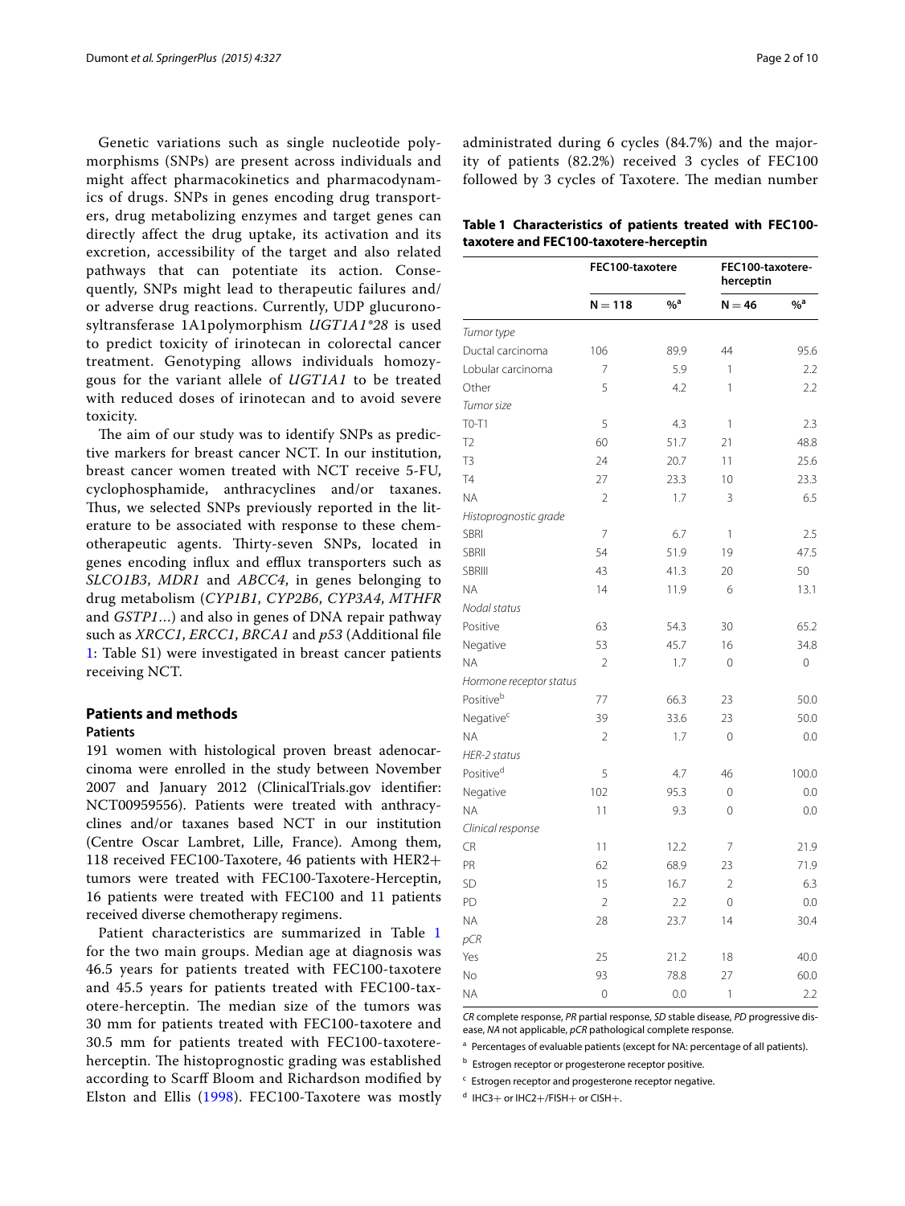Genetic variations such as single nucleotide polymorphisms (SNPs) are present across individuals and might affect pharmacokinetics and pharmacodynamics of drugs. SNPs in genes encoding drug transporters, drug metabolizing enzymes and target genes can directly affect the drug uptake, its activation and its excretion, accessibility of the target and also related pathways that can potentiate its action. Consequently, SNPs might lead to therapeutic failures and/or adverse drug reactions. Currently, UDP glucuronosyltransferase 1A1polymorphism *UGT1A1*28* is used to predict toxicity of irinotecan in colorectal cancer treatment. Genotyping allows individuals homozygous for the variant allele of *UGT1A1* to be treated with reduced doses of irinotecan and to avoid severe toxicity.

The aim of our study was to identify SNPs as predictive markers for breast cancer NCT. In our institution, breast cancer women treated with NCT receive 5-FU, cyclophosphamide, anthracyclines and/or taxanes. Thus, we selected SNPs previously reported in the literature to be associated with response to these chemotherapeutic agents. Thirty-seven SNPs, located in genes encoding influx and efflux transporters such as *SLCO1B3*, *MDR1* and *ABCC4*, in genes belonging to drug metabolism (*CYP1B1*, *CYP2B6*, *CYP3A4*, *MTHFR* and *GSTP1*…) and also in genes of DNA repair pathway such as *XRCC1*, *ERCC1*, *BRCA1* and *p53* (Additional file 1: Table S1) were investigated in breast cancer patients receiving NCT.

## Patients and methods

### Patients

191 women with histological proven breast adenocarcinoma were enrolled in the study between November 2007 and January 2012 (ClinicalTrials.gov identifier: NCT00959556). Patients were treated with anthracyclines and/or taxanes based NCT in our institution (Centre Oscar Lambret, Lille, France). Among them, 118 received FEC100-Taxotere, 46 patients with HER2+ tumors were treated with FEC100-Taxotere-Herceptin, 16 patients were treated with FEC100 and 11 patients received diverse chemotherapy regimens.

Patient characteristics are summarized in Table 1 for the two main groups. Median age at diagnosis was 46.5 years for patients treated with FEC100-taxotere and 45.5 years for patients treated with FEC100-taxotere-herceptin. The median size of the tumors was 30 mm for patients treated with FEC100-taxotere and 30.5 mm for patients treated with FEC100-taxotere-herceptin. The histoprognostic grading was established according to Scarff Bloom and Richardson modified by Elston and Ellis (1998). FEC100-Taxotere was mostly administrated during 6 cycles (84.7%) and the majority of patients (82.2%) received 3 cycles of FEC100 followed by 3 cycles of Taxotere. The median number

**Table 1 Characteristics of patients treated with FEC100-taxotere and FEC100-taxotere-herceptin**

| | FEC100-taxotere | | FEC100-taxotere-herceptin | |
|---|---|---|---|---|
| | N = 118 | %[a] | N = 46 | %[a] |
| *Tumor type* | | | | |
| Ductal carcinoma | 106 | 89.9 | 44 | 95.6 |
| Lobular carcinoma | 7 | 5.9 | 1 | 2.2 |
| Other | 5 | 4.2 | 1 | 2.2 |
| *Tumor size* | | | | |
| T0-T1 | 5 | 4.3 | 1 | 2.3 |
| T2 | 60 | 51.7 | 21 | 48.8 |
| T3 | 24 | 20.7 | 11 | 25.6 |
| T4 | 27 | 23.3 | 10 | 23.3 |
| NA | 2 | 1.7 | 3 | 6.5 |
| *Histoprognostic grade* | | | | |
| SBRI | 7 | 6.7 | 1 | 2.5 |
| SBRII | 54 | 51.9 | 19 | 47.5 |
| SBRIII | 43 | 41.3 | 20 | 50 |
| NA | 14 | 11.9 | 6 | 13.1 |
| *Nodal status* | | | | |
| Positive | 63 | 54.3 | 30 | 65.2 |
| Negative | 53 | 45.7 | 16 | 34.8 |
| NA | 2 | 1.7 | 0 | 0 |
| *Hormone receptor status* | | | | |
| Positive[b] | 77 | 66.3 | 23 | 50.0 |
| Negative[c] | 39 | 33.6 | 23 | 50.0 |
| NA | 2 | 1.7 | 0 | 0.0 |
| *HER-2 status* | | | | |
| Positive[d] | 5 | 4.7 | 46 | 100.0 |
| Negative | 102 | 95.3 | 0 | 0.0 |
| NA | 11 | 9.3 | 0 | 0.0 |
| *Clinical response* | | | | |
| CR | 11 | 12.2 | 7 | 21.9 |
| PR | 62 | 68.9 | 23 | 71.9 |
| SD | 15 | 16.7 | 2 | 6.3 |
| PD | 2 | 2.2 | 0 | 0.0 |
| NA | 28 | 23.7 | 14 | 30.4 |
| *pCR* | | | | |
| Yes | 25 | 21.2 | 18 | 40.0 |
| No | 93 | 78.8 | 27 | 60.0 |
| NA | 0 | 0.0 | 1 | 2.2 |

*CR* complete response, *PR* partial response, *SD* stable disease, *PD* progressive disease, *NA* not applicable, *pCR* pathological complete response.

[a] Percentages of evaluable patients (except for NA: percentage of all patients).

[b] Estrogen receptor or progesterone receptor positive.

[c] Estrogen receptor and progesterone receptor negative.

[d] IHC3+ or IHC2+/FISH+ or CISH+.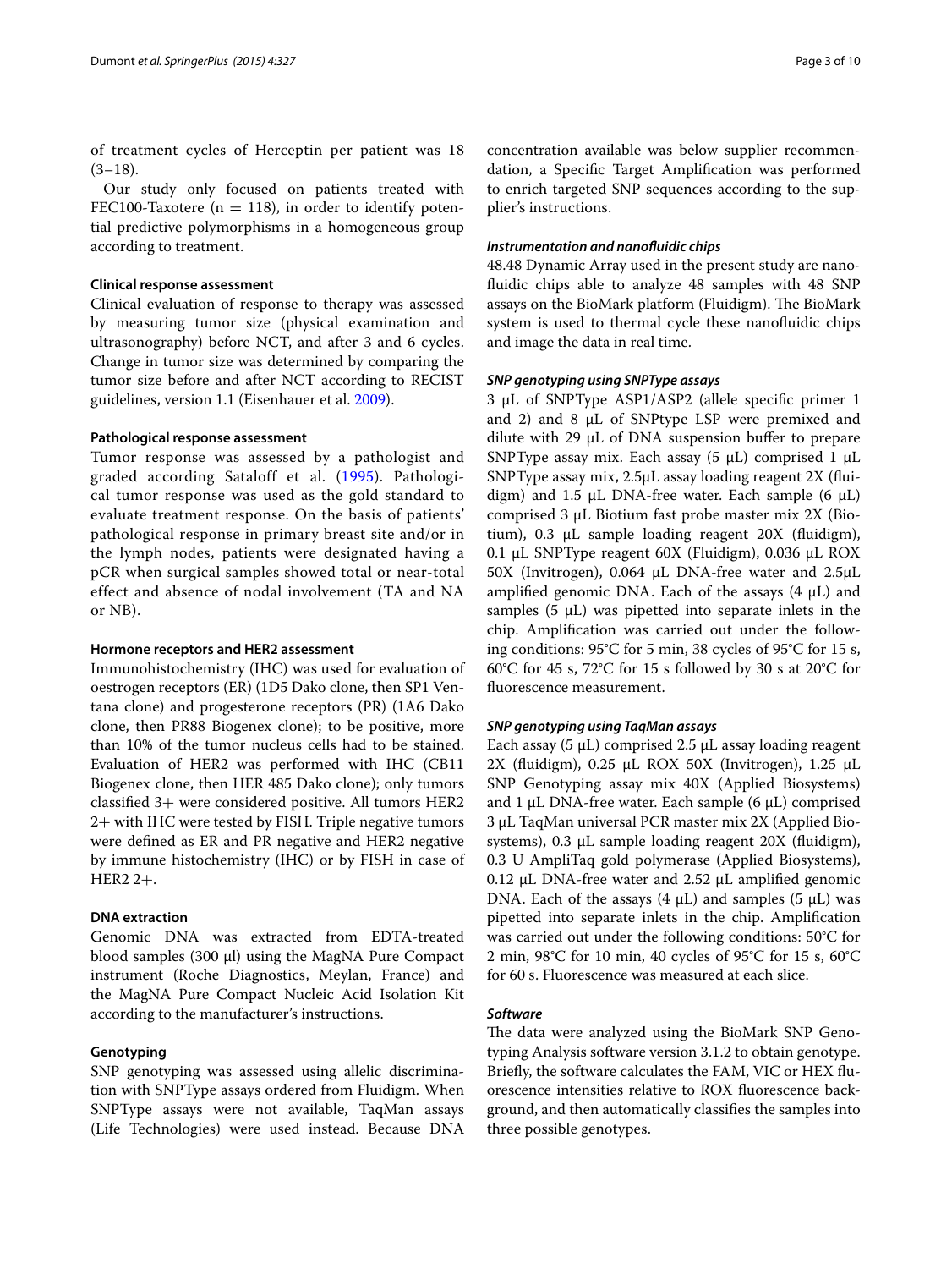of treatment cycles of Herceptin per patient was 18 (3–18).

Our study only focused on patients treated with FEC100-Taxotere (n = 118), in order to identify potential predictive polymorphisms in a homogeneous group according to treatment.

#### Clinical response assessment

Clinical evaluation of response to therapy was assessed by measuring tumor size (physical examination and ultrasonography) before NCT, and after 3 and 6 cycles. Change in tumor size was determined by comparing the tumor size before and after NCT according to RECIST guidelines, version 1.1 (Eisenhauer et al. 2009).

#### Pathological response assessment

Tumor response was assessed by a pathologist and graded according Sataloff et al. (1995). Pathological tumor response was used as the gold standard to evaluate treatment response. On the basis of patients' pathological response in primary breast site and/or in the lymph nodes, patients were designated having a pCR when surgical samples showed total or near-total effect and absence of nodal involvement (TA and NA or NB).

#### Hormone receptors and HER2 assessment

Immunohistochemistry (IHC) was used for evaluation of oestrogen receptors (ER) (1D5 Dako clone, then SP1 Ventana clone) and progesterone receptors (PR) (1A6 Dako clone, then PR88 Biogenex clone); to be positive, more than 10% of the tumor nucleus cells had to be stained. Evaluation of HER2 was performed with IHC (CB11 Biogenex clone, then HER 485 Dako clone); only tumors classified 3+ were considered positive. All tumors HER2 2+ with IHC were tested by FISH. Triple negative tumors were defined as ER and PR negative and HER2 negative by immune histochemistry (IHC) or by FISH in case of HER2 2+.

#### DNA extraction

Genomic DNA was extracted from EDTA-treated blood samples (300 µl) using the MagNA Pure Compact instrument (Roche Diagnostics, Meylan, France) and the MagNA Pure Compact Nucleic Acid Isolation Kit according to the manufacturer's instructions.

#### Genotyping

SNP genotyping was assessed using allelic discrimination with SNPType assays ordered from Fluidigm. When SNPType assays were not available, TaqMan assays (Life Technologies) were used instead. Because DNA concentration available was below supplier recommendation, a Specific Target Amplification was performed to enrich targeted SNP sequences according to the supplier's instructions.

##### *Instrumentation and nanofluidic chips*

48.48 Dynamic Array used in the present study are nanofluidic chips able to analyze 48 samples with 48 SNP assays on the BioMark platform (Fluidigm). The BioMark system is used to thermal cycle these nanofluidic chips and image the data in real time.

##### *SNP genotyping using SNPType assays*

3 µL of SNPType ASP1/ASP2 (allele specific primer 1 and 2) and 8 µL of SNPtype LSP were premixed and dilute with 29 µL of DNA suspension buffer to prepare SNPType assay mix. Each assay (5 µL) comprised 1 µL SNPType assay mix, 2.5µL assay loading reagent 2X (fluidigm) and 1.5 µL DNA-free water. Each sample (6 µL) comprised 3 µL Biotium fast probe master mix 2X (Biotium), 0.3 µL sample loading reagent 20X (fluidigm), 0.1 µL SNPType reagent 60X (Fluidigm), 0.036 µL ROX 50X (Invitrogen), 0.064 µL DNA-free water and 2.5µL amplified genomic DNA. Each of the assays (4 µL) and samples (5 µL) was pipetted into separate inlets in the chip. Amplification was carried out under the following conditions: 95°C for 5 min, 38 cycles of 95°C for 15 s, 60°C for 45 s, 72°C for 15 s followed by 30 s at 20°C for fluorescence measurement.

##### *SNP genotyping using TaqMan assays*

Each assay (5 µL) comprised 2.5 µL assay loading reagent 2X (fluidigm), 0.25 µL ROX 50X (Invitrogen), 1.25 µL SNP Genotyping assay mix 40X (Applied Biosystems) and 1 µL DNA-free water. Each sample (6 µL) comprised 3 µL TaqMan universal PCR master mix 2X (Applied Biosystems), 0.3 µL sample loading reagent 20X (fluidigm), 0.3 U AmpliTaq gold polymerase (Applied Biosystems), 0.12 µL DNA-free water and 2.52 µL amplified genomic DNA. Each of the assays (4 µL) and samples (5 µL) was pipetted into separate inlets in the chip. Amplification was carried out under the following conditions: 50°C for 2 min, 98°C for 10 min, 40 cycles of 95°C for 15 s, 60°C for 60 s. Fluorescence was measured at each slice.

##### *Software*

The data were analyzed using the BioMark SNP Genotyping Analysis software version 3.1.2 to obtain genotype. Briefly, the software calculates the FAM, VIC or HEX fluorescence intensities relative to ROX fluorescence background, and then automatically classifies the samples into three possible genotypes.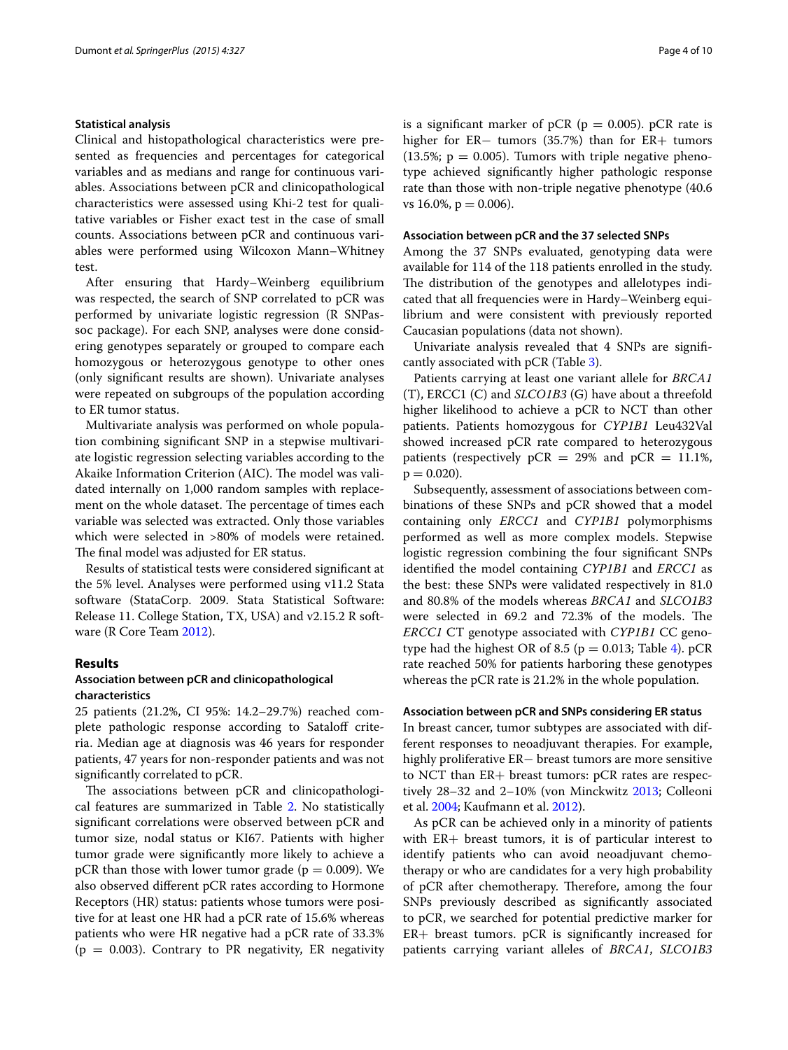### Statistical analysis

Clinical and histopathological characteristics were presented as frequencies and percentages for categorical variables and as medians and range for continuous variables. Associations between pCR and clinicopathological characteristics were assessed using Khi-2 test for qualitative variables or Fisher exact test in the case of small counts. Associations between pCR and continuous variables were performed using Wilcoxon Mann–Whitney test.

After ensuring that Hardy–Weinberg equilibrium was respected, the search of SNP correlated to pCR was performed by univariate logistic regression (R SNPassoc package). For each SNP, analyses were done considering genotypes separately or grouped to compare each homozygous or heterozygous genotype to other ones (only significant results are shown). Univariate analyses were repeated on subgroups of the population according to ER tumor status.

Multivariate analysis was performed on whole population combining significant SNP in a stepwise multivariate logistic regression selecting variables according to the Akaike Information Criterion (AIC). The model was validated internally on 1,000 random samples with replacement on the whole dataset. The percentage of times each variable was selected was extracted. Only those variables which were selected in >80% of models were retained. The final model was adjusted for ER status.

Results of statistical tests were considered significant at the 5% level. Analyses were performed using v11.2 Stata software (StataCorp. 2009. Stata Statistical Software: Release 11. College Station, TX, USA) and v2.15.2 R software (R Core Team 2012).

## Results

### Association between pCR and clinicopathological characteristics

25 patients (21.2%, CI 95%: 14.2–29.7%) reached complete pathologic response according to Sataloff criteria. Median age at diagnosis was 46 years for responder patients, 47 years for non-responder patients and was not significantly correlated to pCR.

The associations between pCR and clinicopathological features are summarized in Table 2. No statistically significant correlations were observed between pCR and tumor size, nodal status or KI67. Patients with higher tumor grade were significantly more likely to achieve a pCR than those with lower tumor grade ($p = 0.009$). We also observed different pCR rates according to Hormone Receptors (HR) status: patients whose tumors were positive for at least one HR had a pCR rate of 15.6% whereas patients who were HR negative had a pCR rate of 33.3% ($p = 0.003$). Contrary to PR negativity, ER negativity is a significant marker of pCR ($p = 0.005$). pCR rate is higher for ER− tumors (35.7%) than for ER+ tumors (13.5%; $p = 0.005$). Tumors with triple negative phenotype achieved significantly higher pathologic response rate than those with non-triple negative phenotype (40.6 vs 16.0%, $p = 0.006$).

### Association between pCR and the 37 selected SNPs

Among the 37 SNPs evaluated, genotyping data were available for 114 of the 118 patients enrolled in the study. The distribution of the genotypes and allelotypes indicated that all frequencies were in Hardy–Weinberg equilibrium and were consistent with previously reported Caucasian populations (data not shown).

Univariate analysis revealed that 4 SNPs are significantly associated with pCR (Table 3).

Patients carrying at least one variant allele for *BRCA1* (T), ERCC1 (C) and *SLCO1B3* (G) have about a threefold higher likelihood to achieve a pCR to NCT than other patients. Patients homozygous for *CYP1B1* Leu432Val showed increased pCR rate compared to heterozygous patients (respectively pCR = 29% and pCR = 11.1%, $p = 0.020$).

Subsequently, assessment of associations between combinations of these SNPs and pCR showed that a model containing only *ERCC1* and *CYP1B1* polymorphisms performed as well as more complex models. Stepwise logistic regression combining the four significant SNPs identified the model containing *CYP1B1* and *ERCC1* as the best: these SNPs were validated respectively in 81.0 and 80.8% of the models whereas *BRCA1* and *SLCO1B3* were selected in 69.2 and 72.3% of the models. The *ERCC1* CT genotype associated with *CYP1B1* CC genotype had the highest OR of 8.5 ($p = 0.013$; Table 4). pCR rate reached 50% for patients harboring these genotypes whereas the pCR rate is 21.2% in the whole population.

### Association between pCR and SNPs considering ER status

In breast cancer, tumor subtypes are associated with different responses to neoadjuvant therapies. For example, highly proliferative ER− breast tumors are more sensitive to NCT than ER+ breast tumors: pCR rates are respectively 28–32 and 2–10% (von Minckwitz 2013; Colleoni et al. 2004; Kaufmann et al. 2012).

As pCR can be achieved only in a minority of patients with ER+ breast tumors, it is of particular interest to identify patients who can avoid neoadjuvant chemotherapy or who are candidates for a very high probability of pCR after chemotherapy. Therefore, among the four SNPs previously described as significantly associated to pCR, we searched for potential predictive marker for ER+ breast tumors. pCR is significantly increased for patients carrying variant alleles of *BRCA1*, *SLCO1B3*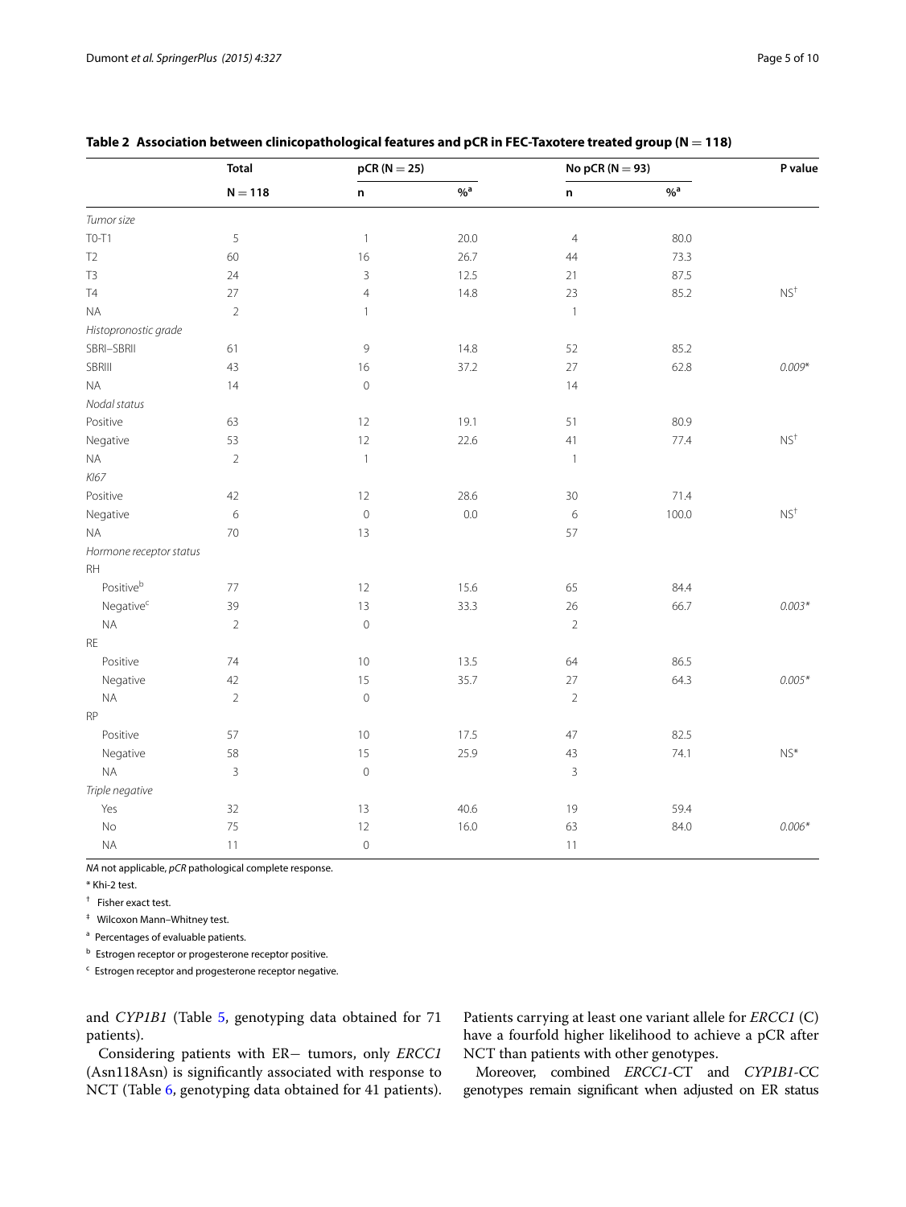**Table 2 Association between clinicopathological features and pCR in FEC-Taxotere treated group (N = 118)**

| | Total | pCR (N = 25) | | No pCR (N = 93) | | P value |
|---|---|---|---|---|---|---|
| | N = 118 | n | %[a] | n | %[a] | |
| *Tumor size* | | | | | | |
| T0-T1 | 5 | 1 | 20.0 | 4 | 80.0 | |
| T2 | 60 | 16 | 26.7 | 44 | 73.3 | |
| T3 | 24 | 3 | 12.5 | 21 | 87.5 | |
| T4 | 27 | 4 | 14.8 | 23 | 85.2 | NS[†] |
| NA | 2 | 1 | | 1 | | |
| *Histopronostic grade* | | | | | | |
| SBRI–SBRII | 61 | 9 | 14.8 | 52 | 85.2 | |
| SBRIII | 43 | 16 | 37.2 | 27 | 62.8 | *0.009** |
| NA | 14 | 0 | | 14 | | |
| *Nodal status* | | | | | | |
| Positive | 63 | 12 | 19.1 | 51 | 80.9 | |
| Negative | 53 | 12 | 22.6 | 41 | 77.4 | NS[†] |
| NA | 2 | 1 | | 1 | | |
| *KI67* | | | | | | |
| Positive | 42 | 12 | 28.6 | 30 | 71.4 | |
| Negative | 6 | 0 | 0.0 | 6 | 100.0 | NS[†] |
| NA | 70 | 13 | | 57 | | |
| *Hormone receptor status* | | | | | | |
| RH | | | | | | |
| Positive[b] | 77 | 12 | 15.6 | 65 | 84.4 | |
| Negative[c] | 39 | 13 | 33.3 | 26 | 66.7 | *0.003** |
| NA | 2 | 0 | | 2 | | |
| RE | | | | | | |
| Positive | 74 | 10 | 13.5 | 64 | 86.5 | |
| Negative | 42 | 15 | 35.7 | 27 | 64.3 | *0.005** |
| NA | 2 | 0 | | 2 | | |
| RP | | | | | | |
| Positive | 57 | 10 | 17.5 | 47 | 82.5 | |
| Negative | 58 | 15 | 25.9 | 43 | 74.1 | NS* |
| NA | 3 | 0 | | 3 | | |
| *Triple negative* | | | | | | |
| Yes | 32 | 13 | 40.6 | 19 | 59.4 | |
| No | 75 | 12 | 16.0 | 63 | 84.0 | *0.006** |
| NA | 11 | 0 | | 11 | | |

*NA* not applicable, *pCR* pathological complete response.

* Khi-2 test.

[†] Fisher exact test.

[‡] Wilcoxon Mann–Whitney test.

[a] Percentages of evaluable patients.

[b] Estrogen receptor or progesterone receptor positive.

[c] Estrogen receptor and progesterone receptor negative.

and *CYP1B1* (Table 5, genotyping data obtained for 71 patients).

Considering patients with ER− tumors, only *ERCC1* (Asn118Asn) is significantly associated with response to NCT (Table 6, genotyping data obtained for 41 patients). Patients carrying at least one variant allele for *ERCC1* (C) have a fourfold higher likelihood to achieve a pCR after NCT than patients with other genotypes.

Moreover, combined *ERCC1*-CT and *CYP1B1*-CC genotypes remain significant when adjusted on ER status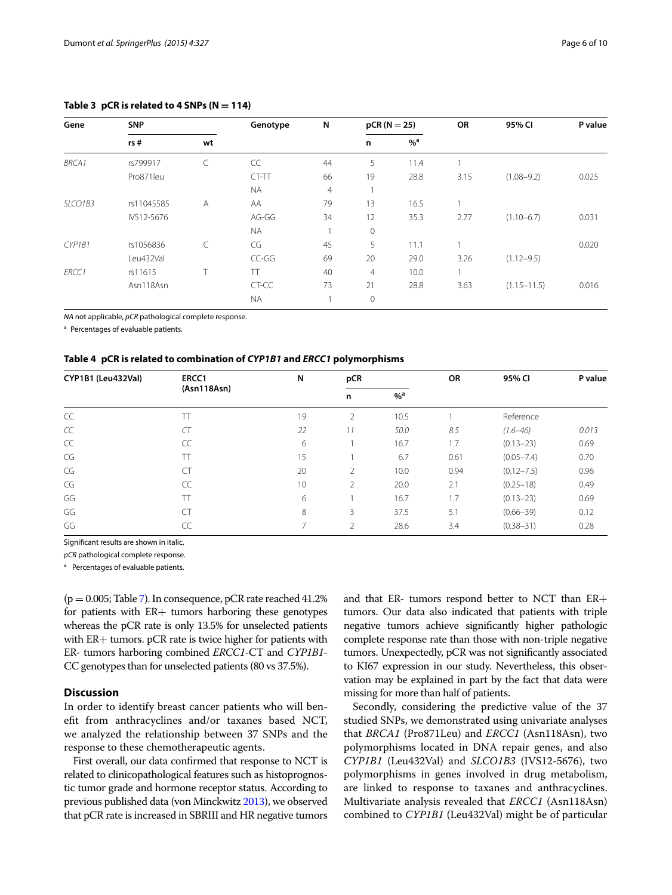**Table 3 pCR is related to 4 SNPs (N = 114)**

| Gene | SNP | | Genotype | N | pCR (N = 25) | | OR | 95% CI | P value |
|---|---|---|---|---|---|---|---|---|---|
| | rs # | wt | | | n | %[a] | | | |
| *BRCA1* | rs799917 | C | CC | 44 | 5 | 11.4 | 1 | | |
| | Pro871leu | | CT-TT | 66 | 19 | 28.8 | 3.15 | (1.08–9.2) | 0.025 |
| | | | NA | 4 | 1 | | | | |
| *SLCO1B3* | rs11045585 | A | AA | 79 | 13 | 16.5 | 1 | | |
| | IVS12-5676 | | AG-GG | 34 | 12 | 35.3 | 2.77 | (1.10–6.7) | 0.031 |
| | | | NA | 1 | 0 | | | | |
| *CYP1B1* | rs1056836 | C | CG | 45 | 5 | 11.1 | 1 | | 0.020 |
| | Leu432Val | | CC-GG | 69 | 20 | 29.0 | 3.26 | (1.12–9.5) | |
| *ERCC1* | rs11615 | T | TT | 40 | 4 | 10.0 | 1 | | |
| | Asn118Asn | | CT-CC | 73 | 21 | 28.8 | 3.63 | (1.15–11.5) | 0.016 |
| | | | NA | 1 | 0 | | | | |

*NA* not applicable, *pCR* pathological complete response.

[a] Percentages of evaluable patients.

**Table 4 pCR is related to combination of *CYP1B1* and *ERCC1* polymorphisms**

| CYP1B1 (Leu432Val) | ERCC1 (Asn118Asn) | N | pCR | | OR | 95% CI | P value |
|---|---|---|---|---|---|---|---|
| | | | n | %[a] | | | |
| CC | TT | 19 | 2 | 10.5 | 1 | Reference | |
| *CC* | *CT* | *22* | *11* | *50.0* | *8.5* | *(1.6–46)* | *0.013* |
| CC | CC | 6 | 1 | 16.7 | 1.7 | (0.13–23) | 0.69 |
| CG | TT | 15 | 1 | 6.7 | 0.61 | (0.05–7.4) | 0.70 |
| CG | CT | 20 | 2 | 10.0 | 0.94 | (0.12–7.5) | 0.96 |
| CG | CC | 10 | 2 | 20.0 | 2.1 | (0.25–18) | 0.49 |
| GG | TT | 6 | 1 | 16.7 | 1.7 | (0.13–23) | 0.69 |
| GG | CT | 8 | 3 | 37.5 | 5.1 | (0.66–39) | 0.12 |
| GG | CC | 7 | 2 | 28.6 | 3.4 | (0.38–31) | 0.28 |

Significant results are shown in italic.

*pCR* pathological complete response.

[a] Percentages of evaluable patients.

($p = 0.005$; Table 7). In consequence, pCR rate reached 41.2% for patients with ER+ tumors harboring these genotypes whereas the pCR rate is only 13.5% for unselected patients with ER+ tumors. pCR rate is twice higher for patients with ER- tumors harboring combined *ERCC1*-CT and *CYP1B1*-CC genotypes than for unselected patients (80 vs 37.5%).

## Discussion

In order to identify breast cancer patients who will benefit from anthracyclines and/or taxanes based NCT, we analyzed the relationship between 37 SNPs and the response to these chemotherapeutic agents.

First overall, our data confirmed that response to NCT is related to clinicopathological features such as histoprognostic tumor grade and hormone receptor status. According to previous published data (von Minckwitz 2013), we observed that pCR rate is increased in SBRIII and HR negative tumors and that ER- tumors respond better to NCT than ER+ tumors. Our data also indicated that patients with triple negative tumors achieve significantly higher pathologic complete response rate than those with non-triple negative tumors. Unexpectedly, pCR was not significantly associated to KI67 expression in our study. Nevertheless, this observation may be explained in part by the fact that data were missing for more than half of patients.

Secondly, considering the predictive value of the 37 studied SNPs, we demonstrated using univariate analyses that *BRCA1* (Pro871Leu) and *ERCC1* (Asn118Asn), two polymorphisms located in DNA repair genes, and also *CYP1B1* (Leu432Val) and *SLCO1B3* (IVS12-5676), two polymorphisms in genes involved in drug metabolism, are linked to response to taxanes and anthracyclines. Multivariate analysis revealed that *ERCC1* (Asn118Asn) combined to *CYP1B1* (Leu432Val) might be of particular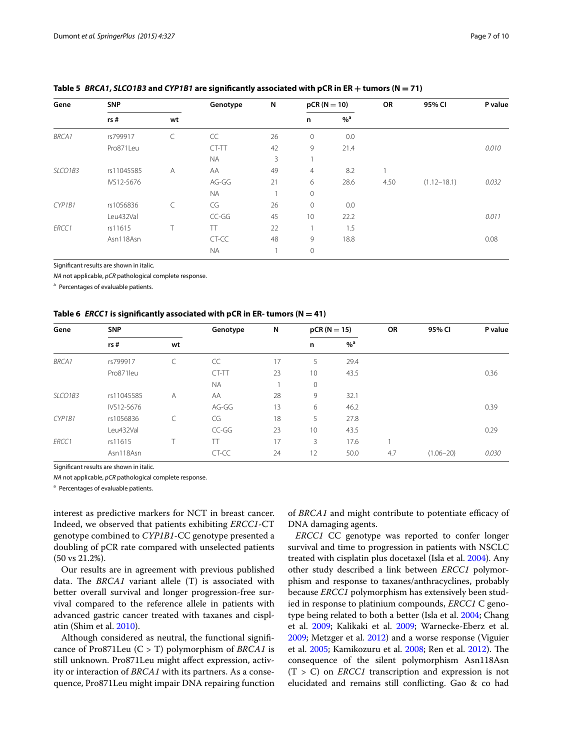**Table 5** ***BRCA1*****,** ***SLCO1B3*** **and** ***CYP1B1*** **are significantly associated with pCR in ER + tumors (N = 71)**

| Gene | SNP | | Genotype | N | pCR (N = 10) | | OR | 95% CI | P value |
|---|---|---|---|---|---|---|---|---|---|
| | rs # | wt | | | n | %[a] | | | |
| *BRCA1* | rs799917 | C | CC | 26 | 0 | 0.0 | | | |
| | Pro871Leu | | CT-TT | 42 | 9 | 21.4 | | | *0.010* |
| | | | NA | 3 | 1 | | | | |
| *SLCO1B3* | rs11045585 | A | AA | 49 | 4 | 8.2 | 1 | | |
| | IVS12-5676 | | AG-GG | 21 | 6 | 28.6 | 4.50 | (1.12–18.1) | *0.032* |
| | | | NA | 1 | 0 | | | | |
| *CYP1B1* | rs1056836 | C | CG | 26 | 0 | 0.0 | | | |
| | Leu432Val | | CC-GG | 45 | 10 | 22.2 | | | *0.011* |
| *ERCC1* | rs11615 | T | TT | 22 | 1 | 1.5 | | | |
| | Asn118Asn | | CT-CC | 48 | 9 | 18.8 | | | 0.08 |
| | | | NA | 1 | 0 | | | | |

Significant results are shown in italic.

*NA* not applicable, *pCR* pathological complete response.

[a] Percentages of evaluable patients.

**Table 6** ***ERCC1*** **is significantly associated with pCR in ER- tumors (N = 41)**

| Gene | SNP | | Genotype | N | pCR (N = 15) | | OR | 95% CI | P value |
|---|---|---|---|---|---|---|---|---|---|
| | rs # | wt | | | n | %[a] | | | |
| *BRCA1* | rs799917 | C | CC | 17 | 5 | 29.4 | | | |
| | Pro871leu | | CT-TT | 23 | 10 | 43.5 | | | 0.36 |
| | | | NA | 1 | 0 | | | | |
| *SLCO1B3* | rs11045585 | A | AA | 28 | 9 | 32.1 | | | |
| | IVS12-5676 | | AG-GG | 13 | 6 | 46.2 | | | 0.39 |
| *CYP1B1* | rs1056836 | C | CG | 18 | 5 | 27.8 | | | |
| | Leu432Val | | CC-GG | 23 | 10 | 43.5 | | | 0.29 |
| *ERCC1* | rs11615 | T | TT | 17 | 3 | 17.6 | 1 | | |
| | Asn118Asn | | CT-CC | 24 | 12 | 50.0 | 4.7 | (1.06–20) | *0.030* |

Significant results are shown in italic.

*NA* not applicable, *pCR* pathological complete response.

[a] Percentages of evaluable patients.

interest as predictive markers for NCT in breast cancer. Indeed, we observed that patients exhibiting *ERCC1*-CT genotype combined to *CYP1B1*-CC genotype presented a doubling of pCR rate compared with unselected patients (50 vs 21.2%).

Our results are in agreement with previous published data. The *BRCA1* variant allele (T) is associated with better overall survival and longer progression-free survival compared to the reference allele in patients with advanced gastric cancer treated with taxanes and cisplatin (Shim et al. 2010).

Although considered as neutral, the functional significance of Pro871Leu (C > T) polymorphism of *BRCA1* is still unknown. Pro871Leu might affect expression, activity or interaction of *BRCA1* with its partners. As a consequence, Pro871Leu might impair DNA repairing function of *BRCA1* and might contribute to potentiate efficacy of DNA damaging agents.

*ERCC1* CC genotype was reported to confer longer survival and time to progression in patients with NSCLC treated with cisplatin plus docetaxel (Isla et al. 2004). Any other study described a link between *ERCC1* polymorphism and response to taxanes/anthracyclines, probably because *ERCC1* polymorphism has extensively been studied in response to platinium compounds, *ERCC1* C genotype being related to both a better (Isla et al. 2004; Chang et al. 2009; Kalikaki et al. 2009; Warnecke-Eberz et al. 2009; Metzger et al. 2012) and a worse response (Viguier et al. 2005; Kamikozuru et al. 2008; Ren et al. 2012). The consequence of the silent polymorphism Asn118Asn (T > C) on *ERCC1* transcription and expression is not elucidated and remains still conflicting. Gao & co had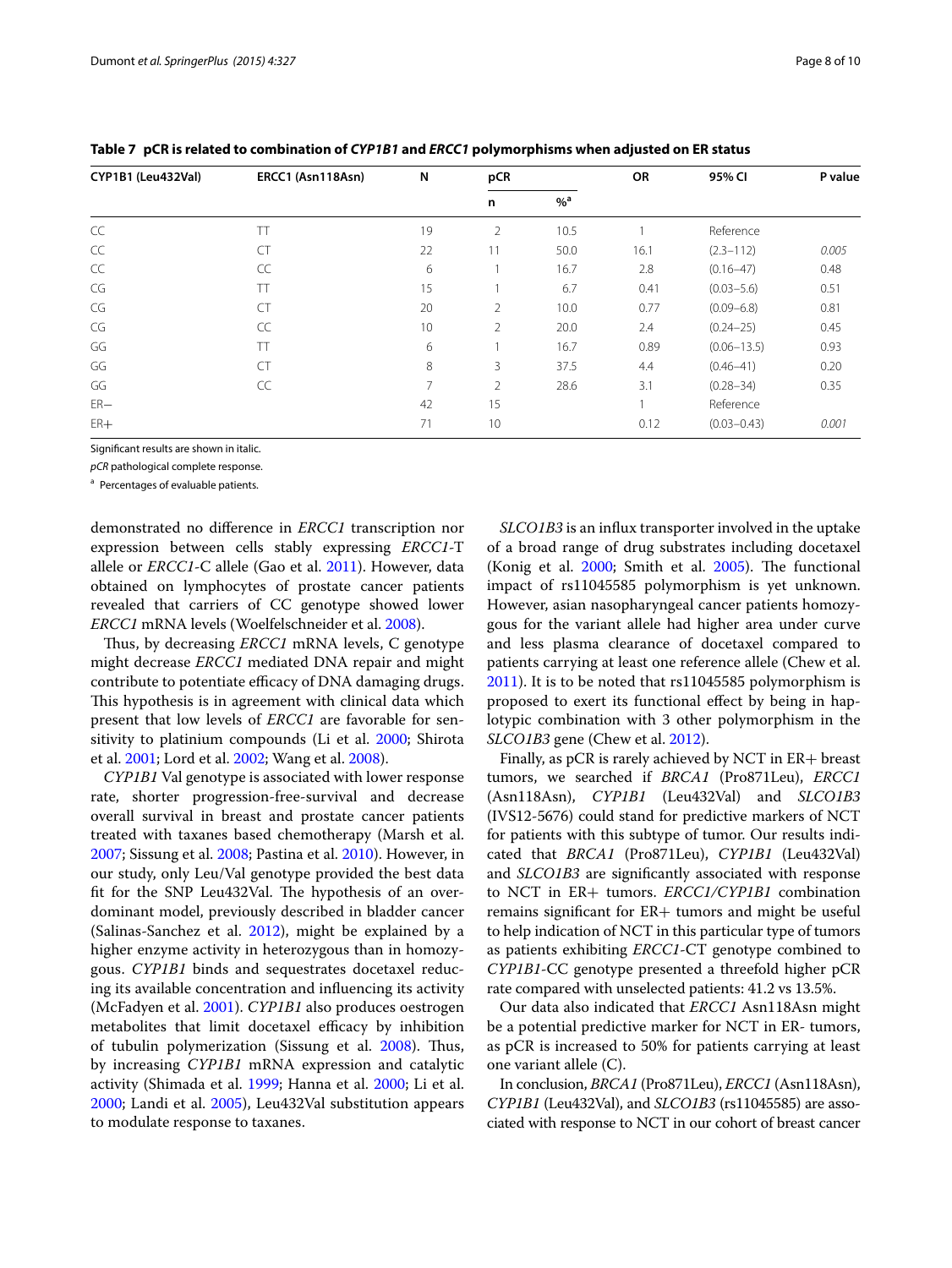**Table 7 pCR is related to combination of *CYP1B1* and *ERCC1* polymorphisms when adjusted on ER status**

| CYP1B1 (Leu432Val) | ERCC1 (Asn118Asn) | N | pCR | | OR | 95% CI | P value |
|---|---|---|---|---|---|---|---|
| | | | n | %[a] | | | |
| CC | TT | 19 | 2 | 10.5 | 1 | Reference | |
| CC | CT | 22 | 11 | 50.0 | 16.1 | (2.3–112) | *0.005* |
| CC | CC | 6 | 1 | 16.7 | 2.8 | (0.16–47) | 0.48 |
| CG | TT | 15 | 1 | 6.7 | 0.41 | (0.03–5.6) | 0.51 |
| CG | CT | 20 | 2 | 10.0 | 0.77 | (0.09–6.8) | 0.81 |
| CG | CC | 10 | 2 | 20.0 | 2.4 | (0.24–25) | 0.45 |
| GG | TT | 6 | 1 | 16.7 | 0.89 | (0.06–13.5) | 0.93 |
| GG | CT | 8 | 3 | 37.5 | 4.4 | (0.46–41) | 0.20 |
| GG | CC | 7 | 2 | 28.6 | 3.1 | (0.28–34) | 0.35 |
| ER− | | 42 | 15 | | 1 | Reference | |
| ER+ | | 71 | 10 | | 0.12 | (0.03–0.43) | *0.001* |

Significant results are shown in italic.

*pCR* pathological complete response.

[a] Percentages of evaluable patients.

demonstrated no difference in *ERCC1* transcription nor expression between cells stably expressing *ERCC1*-T allele or *ERCC1*-C allele (Gao et al. 2011). However, data obtained on lymphocytes of prostate cancer patients revealed that carriers of CC genotype showed lower *ERCC1* mRNA levels (Woelfelschneider et al. 2008).

Thus, by decreasing *ERCC1* mRNA levels, C genotype might decrease *ERCC1* mediated DNA repair and might contribute to potentiate efficacy of DNA damaging drugs. This hypothesis is in agreement with clinical data which present that low levels of *ERCC1* are favorable for sensitivity to platinium compounds (Li et al. 2000; Shirota et al. 2001; Lord et al. 2002; Wang et al. 2008).

*CYP1B1* Val genotype is associated with lower response rate, shorter progression-free-survival and decrease overall survival in breast and prostate cancer patients treated with taxanes based chemotherapy (Marsh et al. 2007; Sissung et al. 2008; Pastina et al. 2010). However, in our study, only Leu/Val genotype provided the best data fit for the SNP Leu432Val. The hypothesis of an overdominant model, previously described in bladder cancer (Salinas-Sanchez et al. 2012), might be explained by a higher enzyme activity in heterozygous than in homozygous. *CYP1B1* binds and sequestrates docetaxel reducing its available concentration and influencing its activity (McFadyen et al. 2001). *CYP1B1* also produces oestrogen metabolites that limit docetaxel efficacy by inhibition of tubulin polymerization (Sissung et al. 2008). Thus, by increasing *CYP1B1* mRNA expression and catalytic activity (Shimada et al. 1999; Hanna et al. 2000; Li et al. 2000; Landi et al. 2005), Leu432Val substitution appears to modulate response to taxanes.

*SLCO1B3* is an influx transporter involved in the uptake of a broad range of drug substrates including docetaxel (Konig et al. 2000; Smith et al. 2005). The functional impact of rs11045585 polymorphism is yet unknown. However, asian nasopharyngeal cancer patients homozygous for the variant allele had higher area under curve and less plasma clearance of docetaxel compared to patients carrying at least one reference allele (Chew et al. 2011). It is to be noted that rs11045585 polymorphism is proposed to exert its functional effect by being in haplotypic combination with 3 other polymorphism in the *SLCO1B3* gene (Chew et al. 2012).

Finally, as pCR is rarely achieved by NCT in ER+ breast tumors, we searched if *BRCA1* (Pro871Leu), *ERCC1* (Asn118Asn), *CYP1B1* (Leu432Val) and *SLCO1B3* (IVS12-5676) could stand for predictive markers of NCT for patients with this subtype of tumor. Our results indicated that *BRCA1* (Pro871Leu), *CYP1B1* (Leu432Val) and *SLCO1B3* are significantly associated with response to NCT in ER+ tumors. *ERCC1/CYP1B1* combination remains significant for ER+ tumors and might be useful to help indication of NCT in this particular type of tumors as patients exhibiting *ERCC1*-CT genotype combined to *CYP1B1*-CC genotype presented a threefold higher pCR rate compared with unselected patients: 41.2 vs 13.5%.

Our data also indicated that *ERCC1* Asn118Asn might be a potential predictive marker for NCT in ER- tumors, as pCR is increased to 50% for patients carrying at least one variant allele (C).

In conclusion, *BRCA1* (Pro871Leu), *ERCC1* (Asn118Asn), *CYP1B1* (Leu432Val), and *SLCO1B3* (rs11045585) are associated with response to NCT in our cohort of breast cancer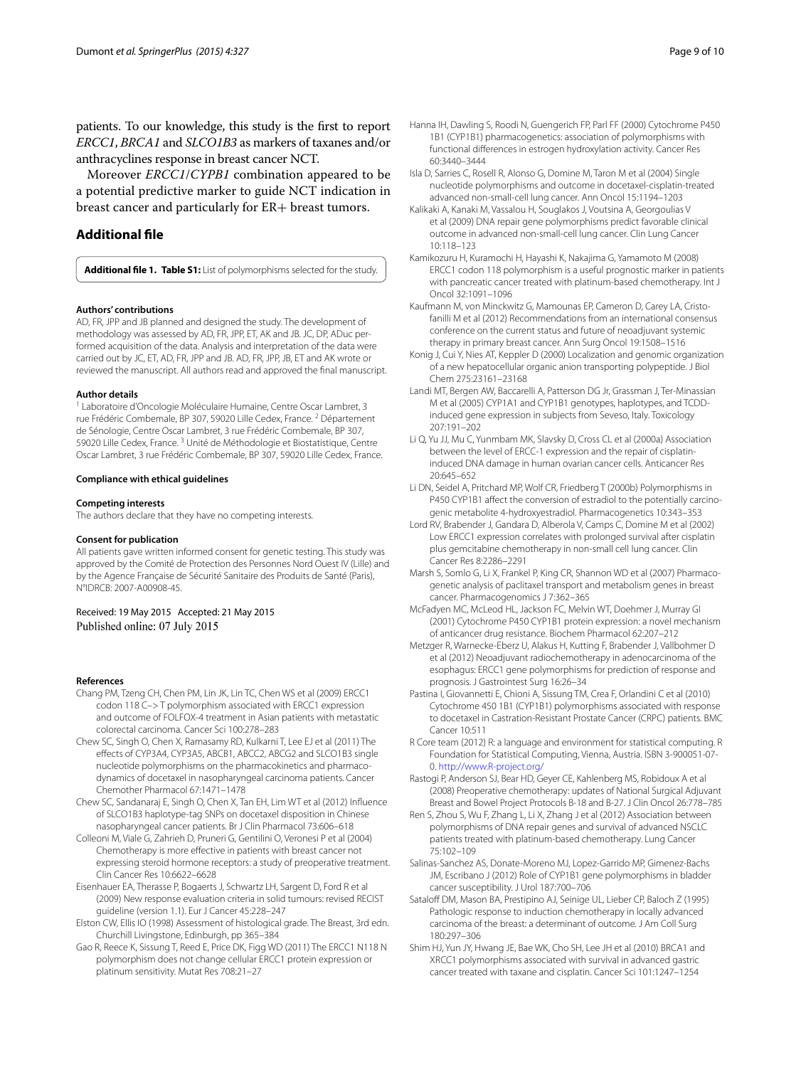patients. To our knowledge, this study is the first to report *ERCC1*, *BRCA1* and *SLCO1B3* as markers of taxanes and/or anthracyclines response in breast cancer NCT.

Moreover *ERCC1*/*CYPB1* combination appeared to be a potential predictive marker to guide NCT indication in breast cancer and particularly for ER+ breast tumors.

## Additional file

**Additional file 1. Table S1:** List of polymorphisms selected for the study.

#### Authors' contributions

AD, FR, JPP and JB planned and designed the study. The development of methodology was assessed by AD, FR, JPP, ET, AK and JB. JC, DP, ADuc performed acquisition of the data were. Analysis and interpretation of the data were carried out by JC, ET, AD, FR, JPP and JB. AD, FR, JPP, JB, ET and AK wrote or reviewed the manuscript. All authors read and approved the final manuscript.

#### Author details

[1] Laboratoire d'Oncologie Moléculaire Humaine, Centre Oscar Lambret, 3 rue Frédéric Combemale, BP 307, 59020 Lille Cedex, France. [2] Département de Sénologie, Centre Oscar Lambret, 3 rue Frédéric Combemale, BP 307, 59020 Lille Cedex, France. [3] Unité de Méthodologie et Biostatistique, Centre Oscar Lambret, 3 rue Frédéric Combemale, BP 307, 59020 Lille Cedex, France.

#### Compliance with ethical guidelines

#### Competing interests

The authors declare that they have no competing interests.

#### Consent for publication

All patients gave written informed consent for genetic testing. This study was approved by the Comité de Protection des Personnes Nord Ouest IV (Lille) and by the Agence Française de Sécurité Sanitaire des Produits de Santé (Paris), N°IDRCB: 2007-A00908-45.

Received: 19 May 2015 Accepted: 21 May 2015
Published online: 07 July 2015

#### References

Chang PM, Tzeng CH, Chen PM, Lin JK, Lin TC, Chen WS et al (2009) ERCC1 codon 118 C–> T polymorphism associated with ERCC1 expression and outcome of FOLFOX-4 treatment in Asian patients with metastatic colorectal carcinoma. Cancer Sci 100:278–283

Chew SC, Singh O, Chen X, Ramasamy RD, Kulkarni T, Lee EJ et al (2011) The effects of CYP3A4, CYP3A5, ABCB1, ABCC2, ABCG2 and SLCO1B3 single nucleotide polymorphisms on the pharmacokinetics and pharmacodynamics of docetaxel in nasopharyngeal carcinoma patients. Cancer Chemother Pharmacol 67:1471–1478

Chew SC, Sandanaraj E, Singh O, Chen X, Tan EH, Lim WT et al (2012) Influence of SLCO1B3 haplotype-tag SNPs on docetaxel disposition in Chinese nasopharyngeal cancer patients. Br J Clin Pharmacol 73:606–618

Colleoni M, Viale G, Zahrieh D, Pruneri G, Gentilini O, Veronesi P et al (2004) Chemotherapy is more effective in patients with breast cancer not expressing steroid hormone receptors: a study of preoperative treatment. Clin Cancer Res 10:6622–6628

Eisenhauer EA, Therasse P, Bogaerts J, Schwartz LH, Sargent D, Ford R et al (2009) New response evaluation criteria in solid tumours: revised RECIST guideline (version 1.1). Eur J Cancer 45:228–247

Elston CW, Ellis IO (1998) Assessment of histological grade. The Breast, 3rd edn. Churchill Livingstone, Edinburgh, pp 365–384

Gao R, Reece K, Sissung T, Reed E, Price DK, Figg WD (2011) The ERCC1 N118 N polymorphism does not change cellular ERCC1 protein expression or platinum sensitivity. Mutat Res 708:21–27

Hanna IH, Dawling S, Roodi N, Guengerich FP, Parl FF (2000) Cytochrome P450 1B1 (CYP1B1) pharmacogenetics: association of polymorphisms with functional differences in estrogen hydroxylation activity. Cancer Res 60:3440–3444

Isla D, Sarries C, Rosell R, Alonso G, Domine M, Taron M et al (2004) Single nucleotide polymorphisms and outcome in docetaxel-cisplatin-treated advanced non-small-cell lung cancer. Ann Oncol 15:1194–1203

Kalikaki A, Kanaki M, Vassalou H, Souglakos J, Voutsina A, Georgoulias V et al (2009) DNA repair gene polymorphisms predict favorable clinical outcome in advanced non-small-cell lung cancer. Clin Lung Cancer 10:118–123

Kamikozuru H, Kuramochi H, Hayashi K, Nakajima G, Yamamoto M (2008) ERCC1 codon 118 polymorphism is a useful prognostic marker in patients with pancreatic cancer treated with platinum-based chemotherapy. Int J Oncol 32:1091–1096

Kaufmann M, von Minckwitz G, Mamounas EP, Cameron D, Carey LA, Cristofanilli M et al (2012) Recommendations from an international consensus conference on the current status and future of neoadjuvant systemic therapy in primary breast cancer. Ann Surg Oncol 19:1508–1516

Konig J, Cui Y, Nies AT, Keppler D (2000) Localization and genomic organization of a new hepatocellular organic anion transporting polypeptide. J Biol Chem 275:23161–23168

Landi MT, Bergen AW, Baccarelli A, Patterson DG Jr, Grassman J, Ter-Minassian M et al (2005) CYP1A1 and CYP1B1 genotypes, haplotypes, and TCDD-induced gene expression in subjects from Seveso, Italy. Toxicology 207:191–202

Li Q, Yu JJ, Mu C, Yunmbam MK, Slavsky D, Cross CL et al (2000a) Association between the level of ERCC-1 expression and the repair of cisplatin-induced DNA damage in human ovarian cancer cells. Anticancer Res 20:645–652

Li DN, Seidel A, Pritchard MP, Wolf CR, Friedberg T (2000b) Polymorphisms in P450 CYP1B1 affect the conversion of estradiol to the potentially carcinogenic metabolite 4-hydroxyestradiol. Pharmacogenetics 10:343–353

Lord RV, Brabender J, Gandara D, Alberola V, Camps C, Domine M et al (2002) Low ERCC1 expression correlates with prolonged survival after cisplatin plus gemcitabine chemotherapy in non-small cell lung cancer. Clin Cancer Res 8:2286–2291

Marsh S, Somlo G, Li X, Frankel P, King CR, Shannon WD et al (2007) Pharmacogenetic analysis of paclitaxel transport and metabolism genes in breast cancer. Pharmacogenomics J 7:362–365

McFadyen MC, McLeod HL, Jackson FC, Melvin WT, Doehmer J, Murray GI (2001) Cytochrome P450 CYP1B1 protein expression: a novel mechanism of anticancer drug resistance. Biochem Pharmacol 62:207–212

Metzger R, Warnecke-Eberz U, Alakus H, Kutting F, Brabender J, Vallbohmer D et al (2012) Neoadjuvant radiochemotherapy in adenocarcinoma of the esophagus: ERCC1 gene polymorphisms for prediction of response and prognosis. J Gastrointest Surg 16:26–34

Pastina I, Giovannetti E, Chioni A, Sissung TM, Crea F, Orlandini C et al (2010) Cytochrome 450 1B1 (CYP1B1) polymorphisms associated with response to docetaxel in Castration-Resistant Prostate Cancer (CRPC) patients. BMC Cancer 10:511

R Core team (2012) R: a language and environment for statistical computing. R Foundation for Statistical Computing, Vienna, Austria. ISBN 3-900051-07-0. http://www.R-project.org/

Rastogi P, Anderson SJ, Bear HD, Geyer CE, Kahlenberg MS, Robidoux A et al (2008) Preoperative chemotherapy: updates of National Surgical Adjuvant Breast and Bowel Project Protocols B-18 and B-27. J Clin Oncol 26:778–785

Ren S, Zhou S, Wu F, Zhang L, Li X, Zhang J et al (2012) Association between polymorphisms of DNA repair genes and survival of advanced NSCLC patients treated with platinum-based chemotherapy. Lung Cancer 75:102–109

Salinas-Sanchez AS, Donate-Moreno MJ, Lopez-Garrido MP, Gimenez-Bachs JM, Escribano J (2012) Role of CYP1B1 gene polymorphisms in bladder cancer susceptibility. J Urol 187:700–706

Sataloff DM, Mason BA, Prestipino AJ, Seinige UL, Lieber CP, Baloch Z (1995) Pathologic response to induction chemotherapy in locally advanced carcinoma of the breast: a determinant of outcome. J Am Coll Surg 180:297–306

Shim HJ, Yun JY, Hwang JE, Bae WK, Cho SH, Lee JH et al (2010) BRCA1 and XRCC1 polymorphisms associated with survival in advanced gastric cancer treated with taxane and cisplatin. Cancer Sci 101:1247–1254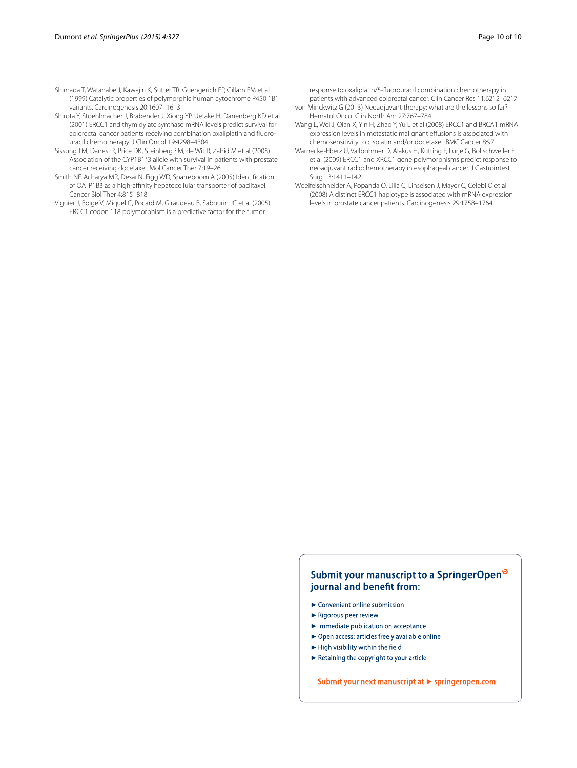Shimada T, Watanabe J, Kawajiri K, Sutter TR, Guengerich FP, Gillam EM et al (1999) Catalytic properties of polymorphic human cytochrome P450 1B1 variants. Carcinogenesis 20:1607–1613

Shirota Y, Stoehlmacher J, Brabender J, Xiong YP, Uetake H, Danenberg KD et al (2001) ERCC1 and thymidylate synthase mRNA levels predict survival for colorectal cancer patients receiving combination oxaliplatin and fluorouracil chemotherapy. J Clin Oncol 19:4298–4304

Sissung TM, Danesi R, Price DK, Steinberg SM, de Wit R, Zahid M et al (2008) Association of the CYP1B1*3 allele with survival in patients with prostate cancer receiving docetaxel. Mol Cancer Ther 7:19–26

Smith NF, Acharya MR, Desai N, Figg WD, Sparreboom A (2005) Identification of OATP1B3 as a high-affinity hepatocellular transporter of paclitaxel. Cancer Biol Ther 4:815–818

Viguier J, Boige V, Miquel C, Pocard M, Giraudeau B, Sabourin JC et al (2005) ERCC1 codon 118 polymorphism is a predictive factor for the tumor response to oxaliplatin/5-fluorouracil combination chemotherapy in patients with advanced colorectal cancer. Clin Cancer Res 11:6212–6217

von Minckwitz G (2013) Neoadjuvant therapy: what are the lessons so far? Hematol Oncol Clin North Am 27:767–784

Wang L, Wei J, Qian X, Yin H, Zhao Y, Yu L et al (2008) ERCC1 and BRCA1 mRNA expression levels in metastatic malignant effusions is associated with chemosensitivity to cisplatin and/or docetaxel. BMC Cancer 8:97

Warnecke-Eberz U, Vallbohmer D, Alakus H, Kutting F, Lurje G, Bollschweiler E et al (2009) ERCC1 and XRCC1 gene polymorphisms predict response to neoadjuvant radiochemotherapy in esophageal cancer. J Gastrointest Surg 13:1411–1421

Woelfelschneider A, Popanda O, Lilla C, Linseisen J, Mayer C, Celebi O et al (2008) A distinct ERCC1 haplotype is associated with mRNA expression levels in prostate cancer patients. Carcinogenesis 29:1758–1764

**Submit your manuscript to a SpringerOpen journal and benefit from:**

- ► Convenient online submission
- ► Rigorous peer review
- ► Immediate publication on acceptance
- ► Open access: articles freely available online
- ► High visibility within the field
- ► Retaining the copyright to your article

**Submit your next manuscript at ► springeropen.com**